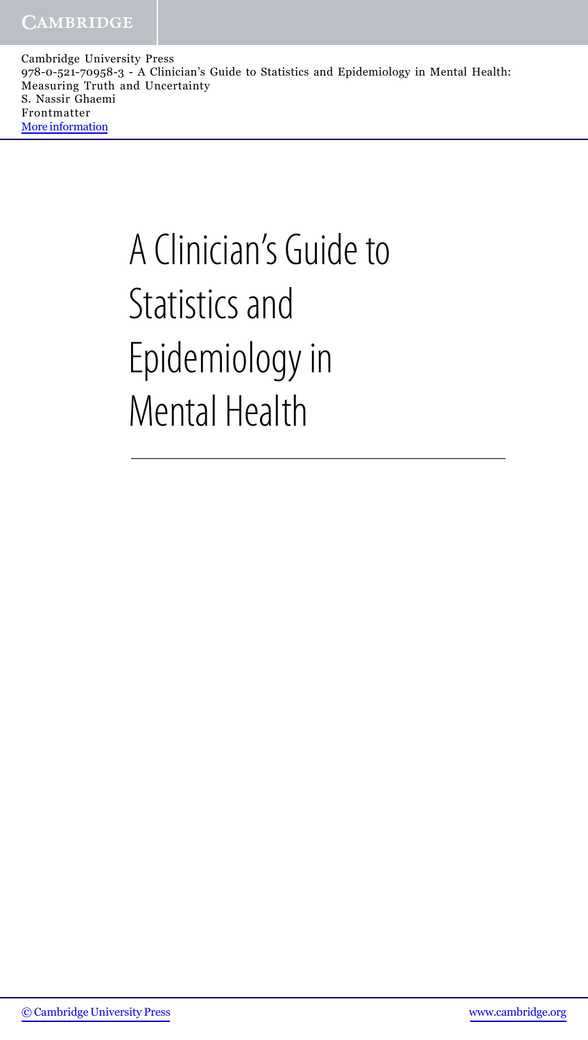# A Clinician's Guide to Statistics and Epidemiology in Mental Health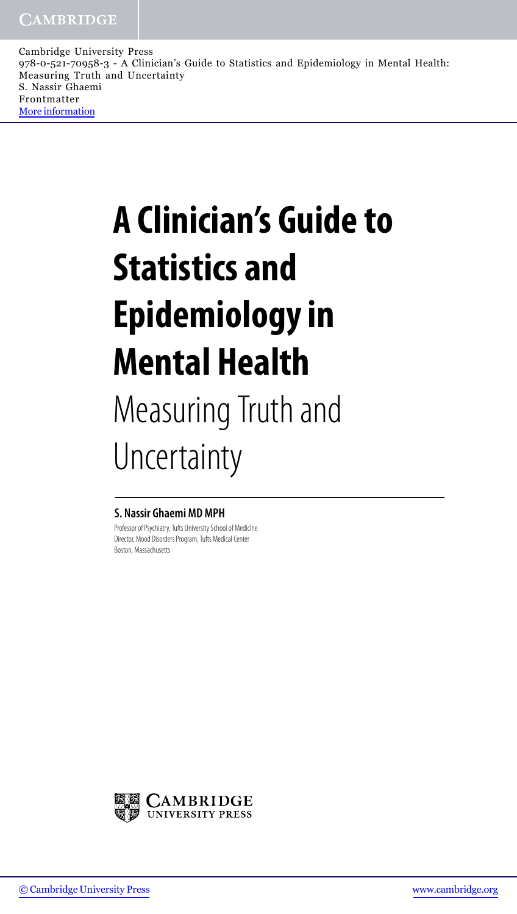# A Clinician's Guide to Statistics and Epidemiology in Mental Health

## Measuring Truth and Uncertainty

**S. Nassir Ghaemi MD MPH**

Professor of Psychiatry, Tufts University School of Medicine
Director, Mood Disorders Program, Tufts Medical Center
Boston, Massachusetts

CAMBRIDGE UNIVERSITY PRESS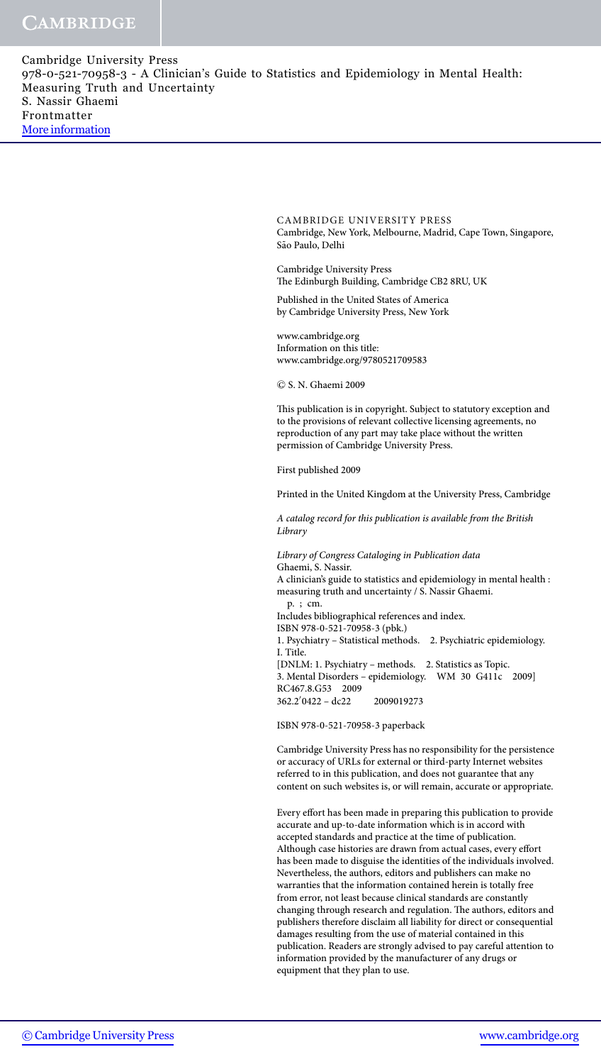CAMBRIDGE UNIVERSITY PRESS
Cambridge, New York, Melbourne, Madrid, Cape Town, Singapore, São Paulo, Delhi

Cambridge University Press
The Edinburgh Building, Cambridge CB2 8RU, UK

Published in the United States of America
by Cambridge University Press, New York

www.cambridge.org
Information on this title:
www.cambridge.org/9780521709583

© S. N. Ghaemi 2009

This publication is in copyright. Subject to statutory exception and to the provisions of relevant collective licensing agreements, no reproduction of any part may take place without the written permission of Cambridge University Press.

First published 2009

Printed in the United Kingdom at the University Press, Cambridge

*A catalog record for this publication is available from the British Library*

*Library of Congress Cataloging in Publication data*
Ghaemi, S. Nassir.
A clinician's guide to statistics and epidemiology in mental health : measuring truth and uncertainty / S. Nassir Ghaemi.
p. ; cm.
Includes bibliographical references and index.
ISBN 978-0-521-70958-3 (pbk.)
1. Psychiatry – Statistical methods. 2. Psychiatric epidemiology.
I. Title.
[DNLM: 1. Psychiatry – methods. 2. Statistics as Topic.
3. Mental Disorders – epidemiology. WM 30 G411c 2009]
RC467.8.G53 2009
362.2′0422 – dc22 2009019273

ISBN 978-0-521-70958-3 paperback

Cambridge University Press has no responsibility for the persistence or accuracy of URLs for external or third-party Internet websites referred to in this publication, and does not guarantee that any content on such websites is, or will remain, accurate or appropriate.

Every effort has been made in preparing this publication to provide accurate and up-to-date information which is in accord with accepted standards and practice at the time of publication. Although case histories are drawn from actual cases, every effort has been made to disguise the identities of the individuals involved. Nevertheless, the authors, editors and publishers can make no warranties that the information contained herein is totally free from error, not least because clinical standards are constantly changing through research and regulation. The authors, editors and publishers therefore disclaim all liability for direct or consequential damages resulting from the use of material contained in this publication. Readers are strongly advised to pay careful attention to information provided by the manufacturer of any drugs or equipment that they plan to use.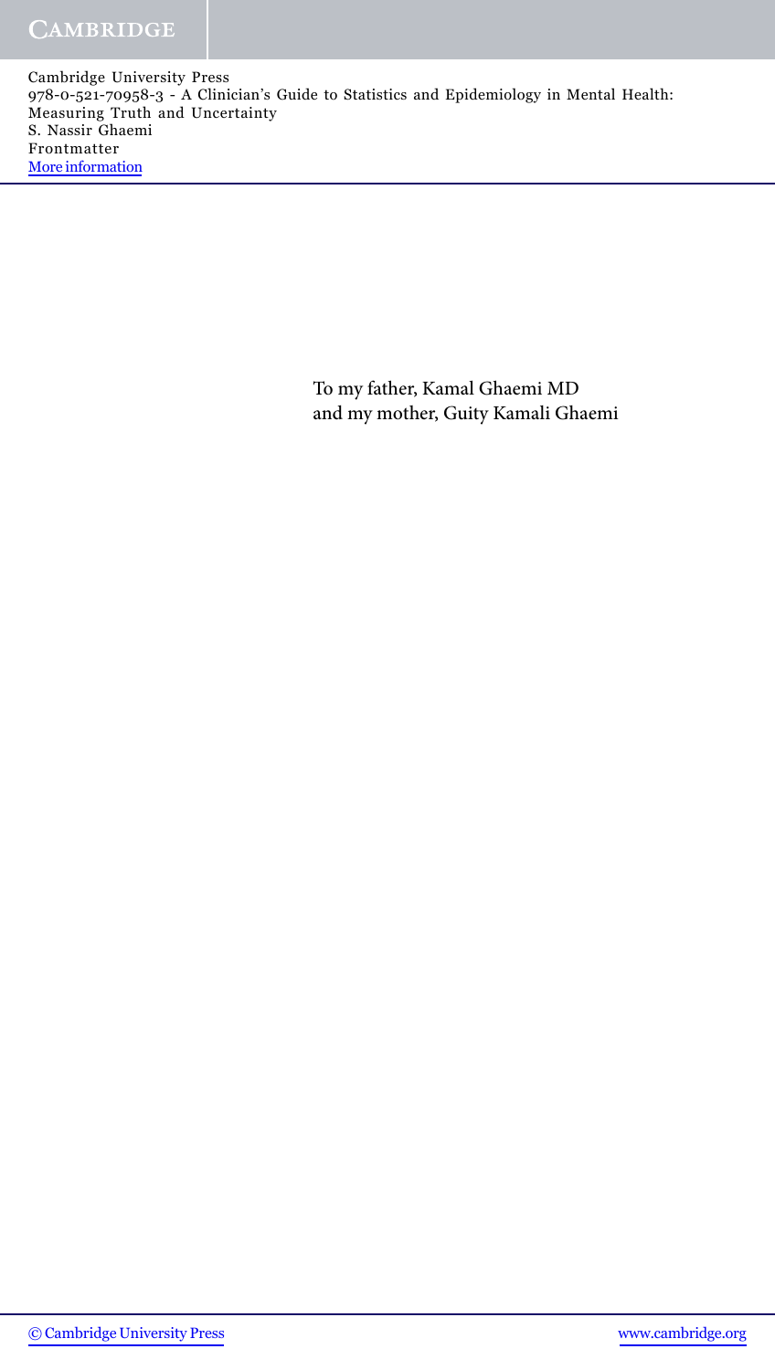To my father, Kamal Ghaemi MD
and my mother, Guity Kamali Ghaemi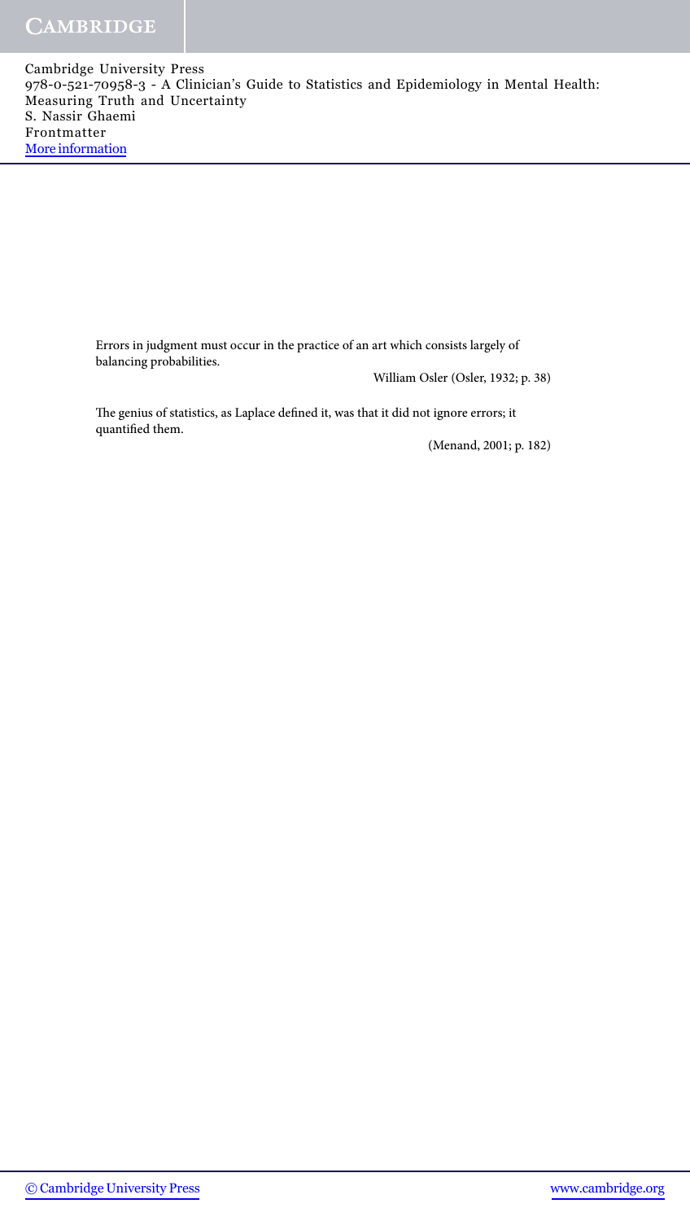Errors in judgment must occur in the practice of an art which consists largely of balancing probabilities.

William Osler (Osler, 1932; p. 38)

The genius of statistics, as Laplace defined it, was that it did not ignore errors; it quantified them.

(Menand, 2001; p. 182)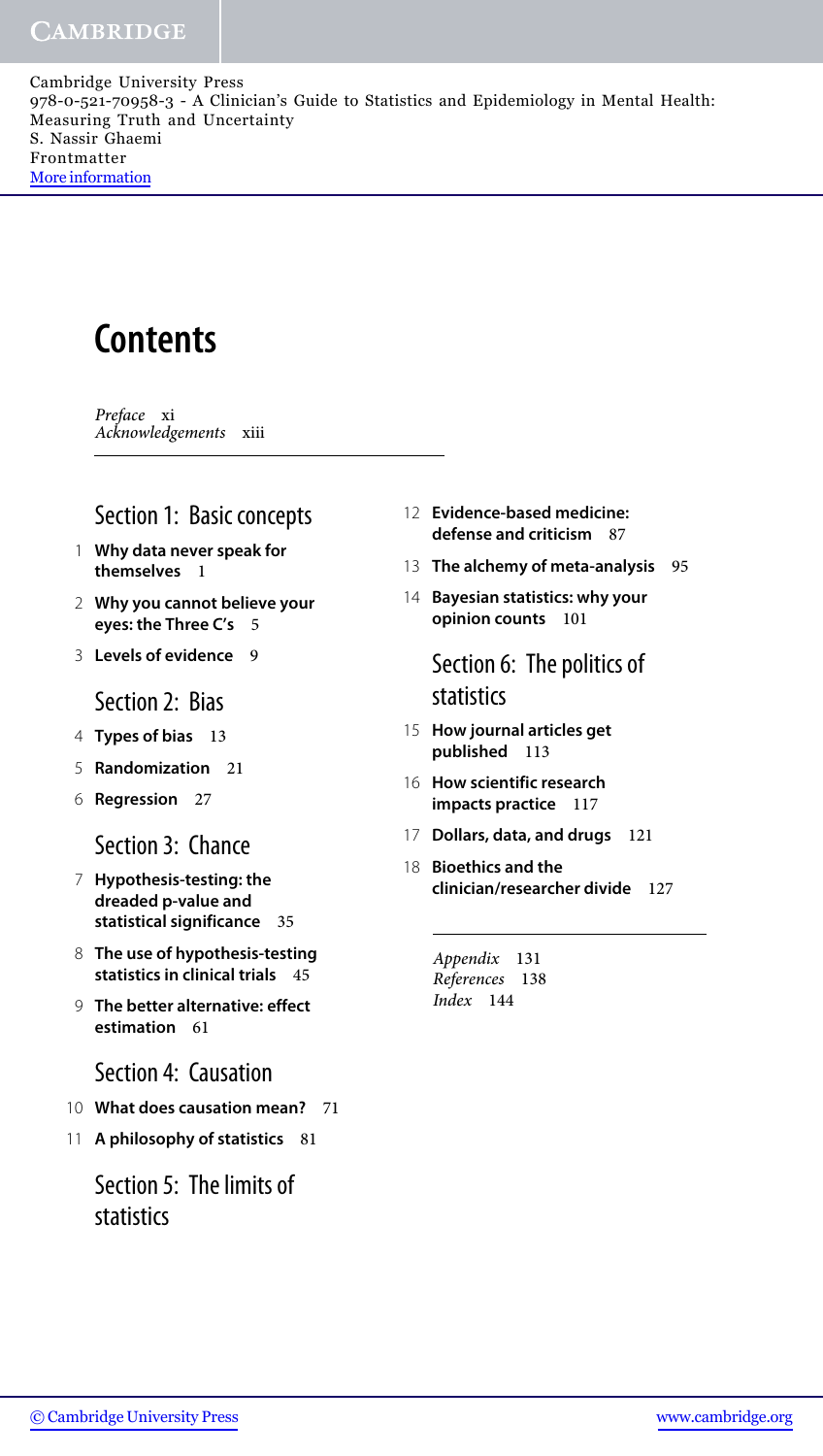# Contents

*Preface* xi
*Acknowledgements* xiii

## Section 1: Basic concepts

1 **Why data never speak for themselves** 1

2 **Why you cannot believe your eyes: the Three C's** 5

3 **Levels of evidence** 9

## Section 2: Bias

4 **Types of bias** 13

5 **Randomization** 21

6 **Regression** 27

## Section 3: Chance

7 **Hypothesis-testing: the dreaded p-value and statistical significance** 35

8 **The use of hypothesis-testing statistics in clinical trials** 45

9 **The better alternative: effect estimation** 61

## Section 4: Causation

10 **What does causation mean?** 71

11 **A philosophy of statistics** 81

## Section 5: The limits of statistics

12 **Evidence-based medicine: defense and criticism** 87

13 **The alchemy of meta-analysis** 95

14 **Bayesian statistics: why your opinion counts** 101

## Section 6: The politics of statistics

15 **How journal articles get published** 113

16 **How scientific research impacts practice** 117

17 **Dollars, data, and drugs** 121

18 **Bioethics and the clinician/researcher divide** 127

*Appendix* 131
*References* 138
*Index* 144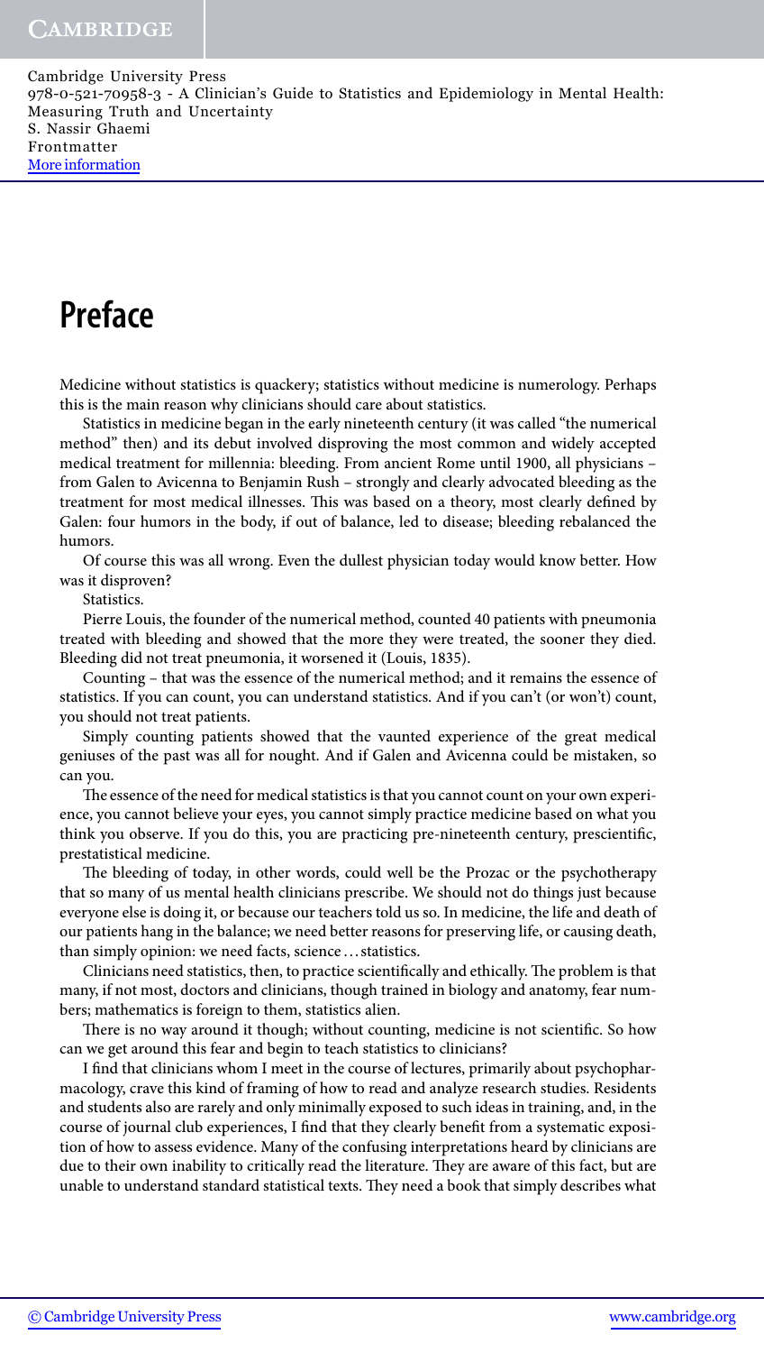# Preface

Medicine without statistics is quackery; statistics without medicine is numerology. Perhaps this is the main reason why clinicians should care about statistics.

Statistics in medicine began in the early nineteenth century (it was called "the numerical method" then) and its debut involved disproving the most common and widely accepted medical treatment for millennia: bleeding. From ancient Rome until 1900, all physicians – from Galen to Avicenna to Benjamin Rush – strongly and clearly advocated bleeding as the treatment for most medical illnesses. This was based on a theory, most clearly defined by Galen: four humors in the body, if out of balance, led to disease; bleeding rebalanced the humors.

Of course this was all wrong. Even the dullest physician today would know better. How was it disproven?

Statistics.

Pierre Louis, the founder of the numerical method, counted 40 patients with pneumonia treated with bleeding and showed that the more they were treated, the sooner they died. Bleeding did not treat pneumonia, it worsened it (Louis, 1835).

Counting – that was the essence of the numerical method; and it remains the essence of statistics. If you can count, you can understand statistics. And if you can't (or won't) count, you should not treat patients.

Simply counting patients showed that the vaunted experience of the great medical geniuses of the past was all for nought. And if Galen and Avicenna could be mistaken, so can you.

The essence of the need for medical statistics is that you cannot count on your own experience, you cannot believe your eyes, you cannot simply practice medicine based on what you think you observe. If you do this, you are practicing pre-nineteenth century, prescientific, prestatistical medicine.

The bleeding of today, in other words, could well be the Prozac or the psychotherapy that so many of us mental health clinicians prescribe. We should not do things just because everyone else is doing it, or because our teachers told us so. In medicine, the life and death of our patients hang in the balance; we need better reasons for preserving life, or causing death, than simply opinion: we need facts, science . . . statistics.

Clinicians need statistics, then, to practice scientifically and ethically. The problem is that many, if not most, doctors and clinicians, though trained in biology and anatomy, fear numbers; mathematics is foreign to them, statistics alien.

There is no way around it though; without counting, medicine is not scientific. So how can we get around this fear and begin to teach statistics to clinicians?

I find that clinicians whom I meet in the course of lectures, primarily about psychopharmacology, crave this kind of framing of how to read and analyze research studies. Residents and students also are rarely and only minimally exposed to such ideas in training, and, in the course of journal club experiences, I find that they clearly benefit from a systematic exposition of how to assess evidence. Many of the confusing interpretations heard by clinicians are due to their own inability to critically read the literature. They are aware of this fact, but are unable to understand standard statistical texts. They need a book that simply describes what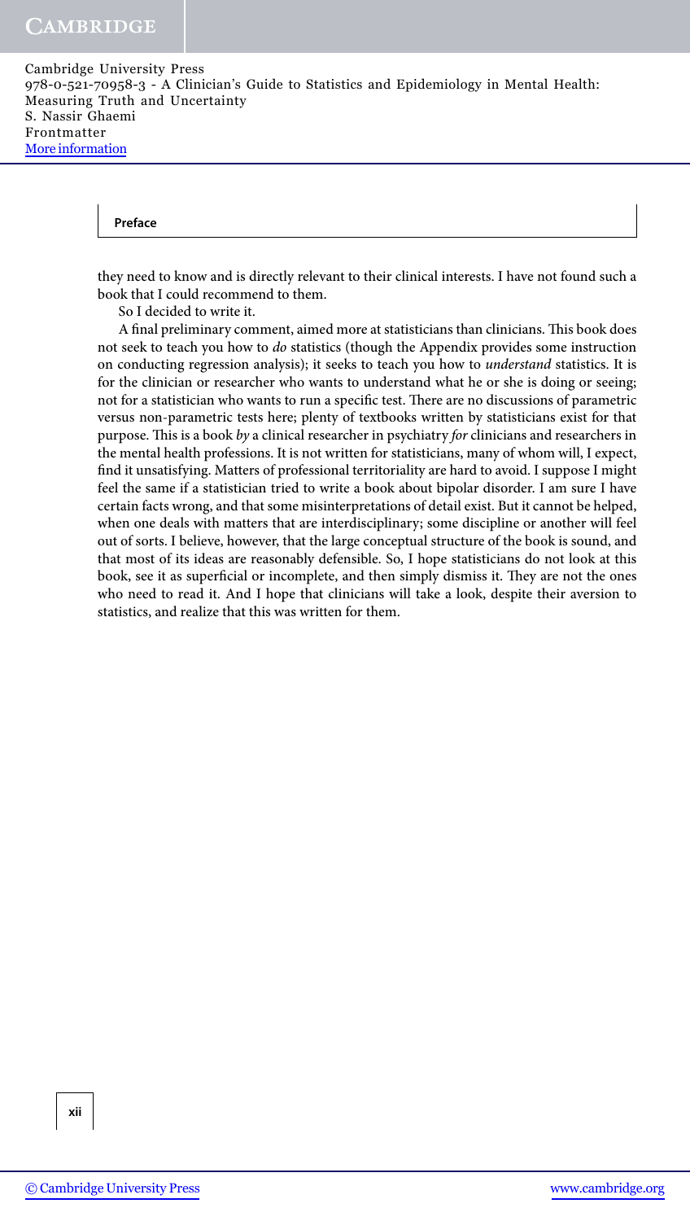they need to know and is directly relevant to their clinical interests. I have not found such a book that I could recommend to them.

So I decided to write it.

A final preliminary comment, aimed more at statisticians than clinicians. This book does not seek to teach you how to *do* statistics (though the Appendix provides some instruction on conducting regression analysis); it seeks to teach you how to *understand* statistics. It is for the clinician or researcher who wants to understand what he or she is doing or seeing; not for a statistician who wants to run a specific test. There are no discussions of parametric versus non-parametric tests here; plenty of textbooks written by statisticians exist for that purpose. This is a book *by* a clinical researcher in psychiatry *for* clinicians and researchers in the mental health professions. It is not written for statisticians, many of whom will, I expect, find it unsatisfying. Matters of professional territoriality are hard to avoid. I suppose I might feel the same if a statistician tried to write a book about bipolar disorder. I am sure I have certain facts wrong, and that some misinterpretations of detail exist. But it cannot be helped, when one deals with matters that are interdisciplinary; some discipline or another will feel out of sorts. I believe, however, that the large conceptual structure of the book is sound, and that most of its ideas are reasonably defensible. So, I hope statisticians do not look at this book, see it as superficial or incomplete, and then simply dismiss it. They are not the ones who need to read it. And I hope that clinicians will take a look, despite their aversion to statistics, and realize that this was written for them.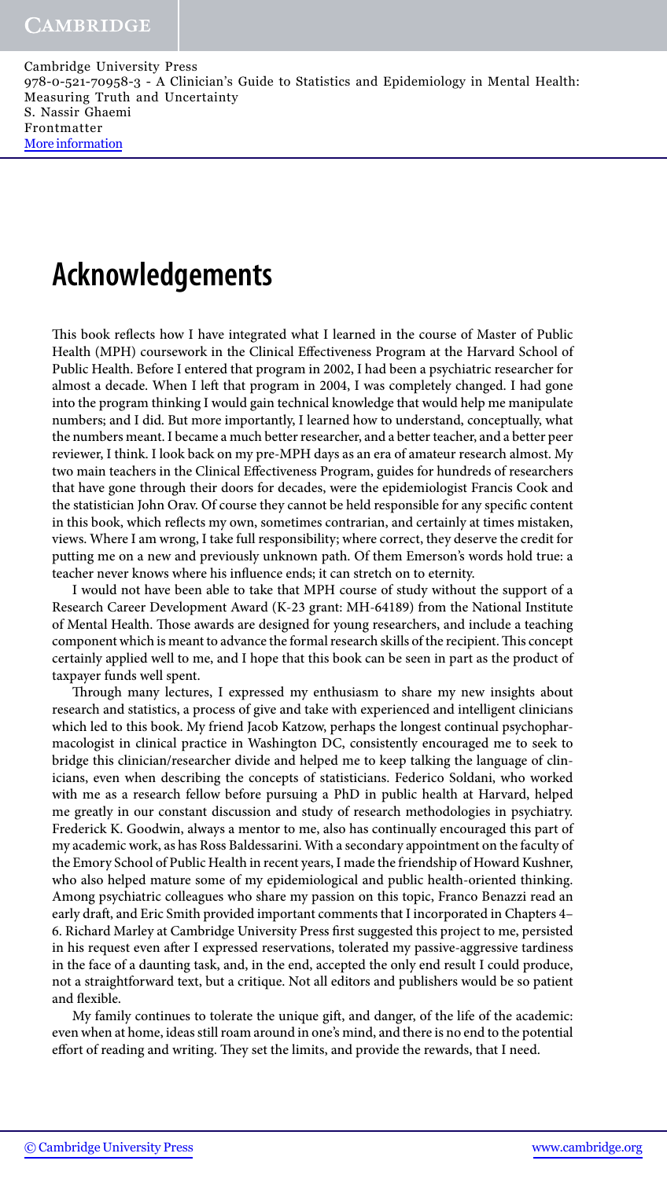# Acknowledgements

This book reflects how I have integrated what I learned in the course of Master of Public Health (MPH) coursework in the Clinical Effectiveness Program at the Harvard School of Public Health. Before I entered that program in 2002, I had been a psychiatric researcher for almost a decade. When I left that program in 2004, I was completely changed. I had gone into the program thinking I would gain technical knowledge that would help me manipulate numbers; and I did. But more importantly, I learned how to understand, conceptually, what the numbers meant. I became a much better researcher, and a better teacher, and a better peer reviewer, I think. I look back on my pre-MPH days as an era of amateur research almost. My two main teachers in the Clinical Effectiveness Program, guides for hundreds of researchers that have gone through their doors for decades, were the epidemiologist Francis Cook and the statistician John Orav. Of course they cannot be held responsible for any specific content in this book, which reflects my own, sometimes contrarian, and certainly at times mistaken, views. Where I am wrong, I take full responsibility; where correct, they deserve the credit for putting me on a new and previously unknown path. Of them Emerson's words hold true: a teacher never knows where his influence ends; it can stretch on to eternity.

I would not have been able to take that MPH course of study without the support of a Research Career Development Award (K-23 grant: MH-64189) from the National Institute of Mental Health. Those awards are designed for young researchers, and include a teaching component which is meant to advance the formal research skills of the recipient. This concept certainly applied well to me, and I hope that this book can be seen in part as the product of taxpayer funds well spent.

Through many lectures, I expressed my enthusiasm to share my new insights about research and statistics, a process of give and take with experienced and intelligent clinicians which led to this book. My friend Jacob Katzow, perhaps the longest continual psychopharmacologist in clinical practice in Washington DC, consistently encouraged me to seek to bridge this clinician/researcher divide and helped me to keep talking the language of clinicians, even when describing the concepts of statisticians. Federico Soldani, who worked with me as a research fellow before pursuing a PhD in public health at Harvard, helped me greatly in our constant discussion and study of research methodologies in psychiatry. Frederick K. Goodwin, always a mentor to me, also has continually encouraged this part of my academic work, as has Ross Baldessarini. With a secondary appointment on the faculty of the Emory School of Public Health in recent years, I made the friendship of Howard Kushner, who also helped mature some of my epidemiological and public health-oriented thinking. Among psychiatric colleagues who share my passion on this topic, Franco Benazzi read an early draft, and Eric Smith provided important comments that I incorporated in Chapters 4–6. Richard Marley at Cambridge University Press first suggested this project to me, persisted in his request even after I expressed reservations, tolerated my passive-aggressive tardiness in the face of a daunting task, and, in the end, accepted the only end result I could produce, not a straightforward text, but a critique. Not all editors and publishers would be so patient and flexible.

My family continues to tolerate the unique gift, and danger, of the life of the academic: even when at home, ideas still roam around in one's mind, and there is no end to the potential effort of reading and writing. They set the limits, and provide the rewards, that I need.